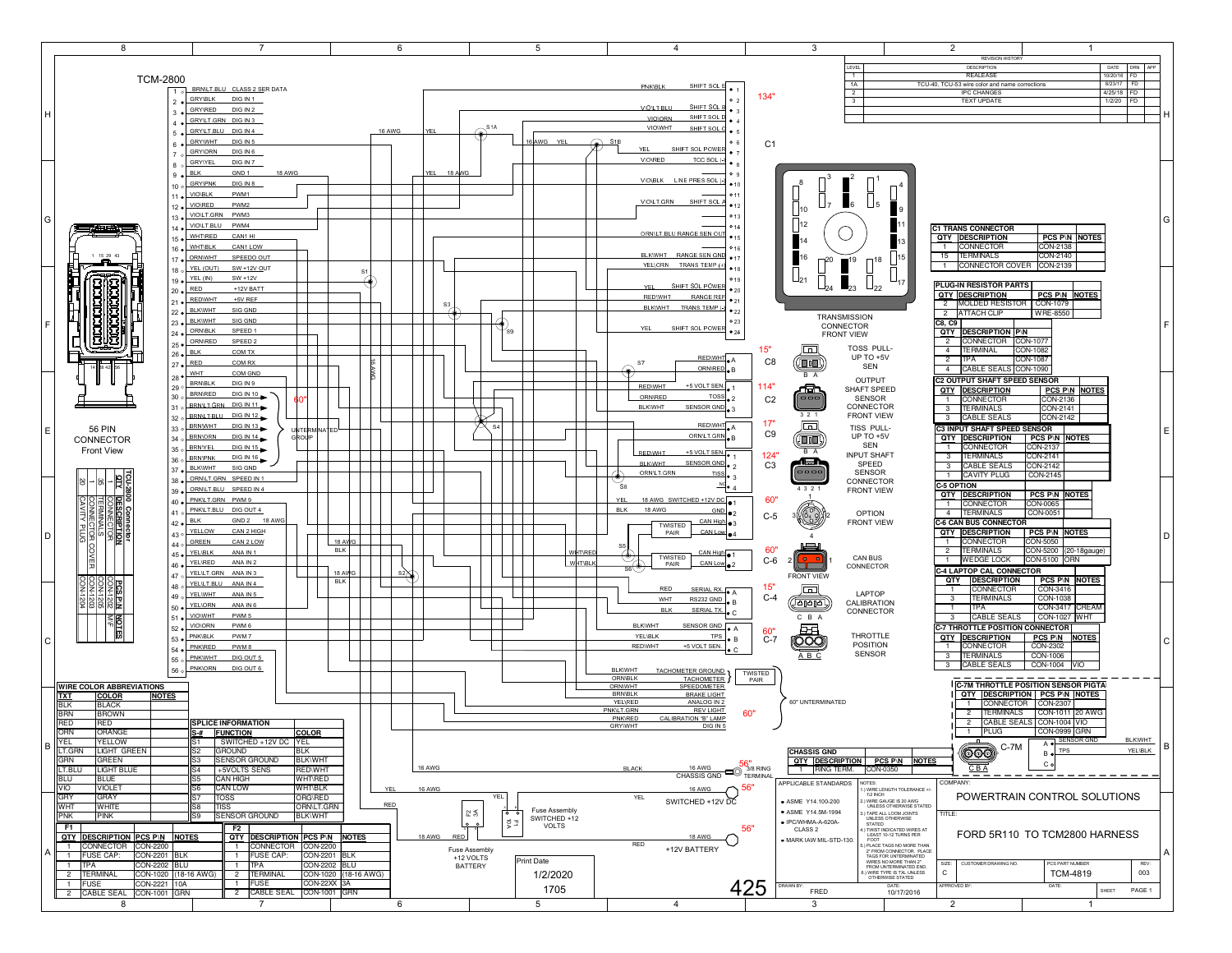# FORD 5R110 TO TCM2800 HARNESS

**POWERTRAIN CONTROL SOLUTIONS**

## REVISION HISTORY

| LEVEL | DESCRIPTION | DATE | DRN | APP |
|---|---|---|---|---|
| 1 | REALEASE | 10/20/16 | FD | |
| 1A | TCU-40, TCU-53 wire color and name corrections | 8/23/17 | FD | |
| 2 | IPC CHANGES | 4/25/18 | FD | |
| 3 | TEXT UPDATE | 1/2/20 | FD | |

## TCM-2800 56 PIN CONNECTOR Front View

| PIN | COLOR | FUNCTION |
|---|---|---|
| 1 | BRN\LT.BLU | CLASS 2 SER DATA |
| 2 | GRY\BLK | DIG IN 1 |
| 3 | GRY\RED | DIG IN 2 |
| 4 | GRY\LT.GRN | DIG IN 3 |
| 5 | GRY\LT.BLU | DIG IN 4 |
| 6 | GRY\WHT | DIG IN 5 |
| 7 | GRY\ORN | DIG IN 6 |
| 8 | GRY\YEL | DIG IN 7 |
| 9 | BLK | GND 1 (18 AWG) |
| 10 | GRY\PNK | DIG IN 8 |
| 11 | VIO\BLK | PWM1 |
| 12 | VIO\RED | PWM2 |
| 13 | VIO\LT.GRN | PWM3 |
| 14 | VIO\LT.BLU | PWM4 |
| 15 | WHT\RED | CAN1 HI |
| 16 | WHT\BLK | CAN1 LOW |
| 17 | ORN\WHT | SPEEDO OUT |
| 18 | YEL (OUT) | SW +12V OUT |
| 19 | YEL (IN) | SW +12V |
| 20 | RED | +12V BATT |
| 21 | RED\WHT | +5V REF |
| 22 | BLK\WHT | SIG GND |
| 23 | BLK\WHT | SIG GND |
| 24 | ORN\BLK | SPEED 1 |
| 25 | ORN\RED | SPEED 2 |
| 26 | BLK | COM TX |
| 27 | RED | COM RX |
| 28 | WHT | COM GND |
| 29 | BRN\BLK | DIG IN 9 |
| 30 | BRN\RED | DIG IN 10 |
| 31 | BRN\LT.GRN | DIG IN 11 |
| 32 | BRN\LT.BLU | DIG IN 12 |
| 33 | BRN\WHT | DIG IN 13 |
| 34 | BRN\ORN | DIG IN 14 |
| 35 | BRN\YEL | DIG IN 15 |
| 36 | BRN\PNK | DIG IN 16 |
| 37 | BLK\WHT | SIG GND |
| 38 | ORN\LT.GRN | SPEED IN 1 |
| 39 | ORN\LT.BLU | SPEED IN 4 |
| 40 | PNK\LT.GRN | PWM 9 |
| 41 | PNK\LT.BLU | DIG OUT 4 |
| 42 | BLK | GND 2 (18 AWG) |
| 43 | YELLOW | CAN 2 HIGH |
| 44 | GREEN | CAN 2 LOW |
| 45 | YEL\BLK | ANA IN 1 |
| 46 | YEL\RED | ANA IN 2 |
| 47 | YEL\LT.GRN | ANA IN 3 |
| 48 | YEL\LT.BLU | ANA IN 4 |
| 49 | YEL\WHT | ANA IN 5 |
| 50 | YEL\ORN | ANA IN 6 |
| 51 | VIO\WHT | PWM 5 |
| 52 | VIO\ORN | PWM 6 |
| 53 | PNK\BLK | PWM 7 |
| 54 | PNK\RED | PWM 8 |
| 55 | PNK\WHT | DIG OUT 5 |
| 56 | PNK\ORN | DIG OUT 6 |

Pins 31–36: 60" UNTERMINATED GROUP

### TCU-2800 Connector

| QTY | DESCRIPTION | PCS P\N | NOTES |
|---|---|---|---|
| 1 | CONNECTOR | CON-1205 | |
| 35 | TERMINALS | CON-1202 | M/F |
| 1 | CONNECTOR COVER | CON-1203 | |
| 20 | CAVITY PLUG | CON-1204 | |

## C1 TRANSMISSION CONNECTOR FRONT VIEW (134")

| PIN | COLOR | FUNCTION |
|---|---|---|
| 1 | PNK\BLK | SHIFT SOL E |
| 3 | VIO\LT.BLU | SHIFT SOL B |
| 4 | VIO\ORN | SHIFT SOL D |
| 5 | VIO\WHT | SHIFT SOL C |
| 7 | YEL | SHIFT SOL POWER |
| 8 | VIO\RED | TCC SOL (-) |
| 10 | VIO\BLK | LINE PRES SOL (-) |
| 12 | VIO\LT.GRN | SHIFT SOL A |
| 15 | ORN\LT.BLU | RANGE SEN OUT |
| 17 | BLK\WHT | RANGE SEN GND |
| 18 | YEL\ORN | TRANS TEMP (+) |
| 20 | YEL | SHIFT SOL POWER |
| 21 | RED\WHT | RANGE REF |
| 22 | BLK\WHT | TRANS TEMP (-) |
| 24 | YEL | SHIFT SOL POWER |

## C8 TOSS PULL-UP TO +5V SEN (15")

| PIN | COLOR |
|---|---|
| A | RED\WHT |
| B | ORN\RED |

## C2 OUTPUT SHAFT SPEED SENSOR CONNECTOR FRONT VIEW (114")

| PIN | COLOR | FUNCTION |
|---|---|---|
| 1 | RED\WHT | +5 VOLT SEN. |
| 2 | ORN\RED | TOSS |
| 3 | BLK\WHT | SENSOR GND |

## C9 TISS PULL-UP TO +5V SEN (17")

| PIN | COLOR |
|---|---|
| A | RED\WHT |
| B | ORN\LT.GRN |

## C3 INPUT SHAFT SPEED SENSOR CONNECTOR FRONT VIEW (124")

| PIN | COLOR | FUNCTION |
|---|---|---|
| 1 | RED\WHT | +5 VOLT SEN. |
| 2 | BLK\WHT | SENSOR GND |
| 3 | ORN\LT.GRN | TISS |
| 4 | | NC |

## C-5 OPTION FRONT VIEW (60")

| PIN | COLOR | FUNCTION |
|---|---|---|
| 1 | YEL (18 AWG) | SWITCHED +12V DC |
| 2 | BLK (18 AWG) | GND |
| 3 | | CAN High (TWISTED PAIR) |
| 4 | | CAN Low |

## C-6 CAN BUS CONNECTOR FRONT VIEW (60")

| PIN | COLOR | FUNCTION |
|---|---|---|
| 1 | WHT\RED | CAN High (TWISTED PAIR) |
| 2 | WHT\BLK | CAN Low |

## C-4 LAPTOP CALIBRATION CONNECTOR (15")

| PIN | COLOR | FUNCTION |
|---|---|---|
| A | RED | SERIAL RX. |
| B | WHT | RS232 GND |
| C | BLK | SERIAL TX. |

## C-7 THROTTLE POSITION SENSOR (60")

| PIN | COLOR | FUNCTION |
|---|---|---|
| A | BLK\WHT | SENSOR GND |
| B | YEL\BLK | TPS |
| C | RED\WHT | +5 VOLT SEN. |

## 60" UNTERMINATED

| COLOR | FUNCTION |
|---|---|
| BLK\WHT | TACHOMETER GROUND (TWISTED PAIR) |
| ORN\BLK | TACHOMETER |
| ORN\WHT | SPEEDOMETER |
| BRN\BLK | BRAKE LIGHT |
| YEL\RED | ANALOG IN 2 |
| PNK\LT.GRN | REV LIGHT |
| PNK\RED | CALIBRATION "B" LAMP |
| GRY\WHT | DIG IN 5 |

## Power / Ground

- BLACK (16 AWG) – CHASSIS GND – 3/8 RING TERMINAL (56")
- YEL (16 AWG) – SWITCHED +12V DC (56")
- RED (18 AWG) – +12V BATTERY (56")
- Fuse Assembly SWITCHED +12 VOLTS (F2, 3A)
- Fuse Assembly +12 VOLTS BATTERY (F1, 10A)

## C1 TRANS CONNECTOR

| QTY | DESCRIPTION | PCS P\N | NOTES |
|---|---|---|---|
| 1 | CONNECTOR | CON-2138 | |
| 15 | TERMINALS | CON-2140 | |
| 1 | CONNECTOR COVER | CON-2139 | |

## PLUG-IN RESISTOR PARTS

| QTY | DESCRIPTION | PCS P\N | NOTES |
|---|---|---|---|
| 2 | MOLDED RESISTOR | CON-1079 | |
| 2 | ATTACH CLIP | WIRE-8550 | |

## C8, C9

| QTY | DESCRIPTION | P\N |
|---|---|---|
| 2 | CONNECTOR | CON-1077 |
| 4 | TERMINAL | CON-1082 |
| 2 | TPA | CON-1087 |
| 4 | CABLE SEALS | CON-1090 |

## C2 OUTPUT SHAFT SPEED SENSOR

| QTY | DESCRIPTION | PCS P\N | NOTES |
|---|---|---|---|
| 1 | CONNECTOR | CON-2136 | |
| 3 | TERMINALS | CON-2141 | |
| 3 | CABLE SEALS | CON-2142 | |

## C3 INPUT SHAFT SPEED SENSOR

| QTY | DESCRIPTION | PCS P\N | NOTES |
|---|---|---|---|
| 1 | CONNECTOR | CON-2137 | |
| 3 | TERMINALS | CON-2141 | |
| 3 | CABLE SEALS | CON-2142 | |
| 1 | CAVITY PLUG | CON-2145 | |

## C-5 OPTION

| QTY | DESCRIPTION | PCS P\N | NOTES |
|---|---|---|---|
| 1 | CONNECTOR | CON-0065 | |
| 4 | TERMINALS | CON-0051 | |

## C-6 CAN BUS CONNECTOR

| QTY | DESCRIPTION | PCS P\N | NOTES |
|---|---|---|---|
| 1 | CONNECTOR | CON-5050 | |
| 2 | TERMINALS | CON-5200 | (20-18gauge) |
| 1 | WEDGE LOCK | CON-5100 | ORN |

## C-4 LAPTOP CAL CONNECTOR

| QTY | DESCRIPTION | PCS P\N | NOTES |
|---|---|---|---|
| 1 | CONNECTOR | CON-3416 | |
| 3 | TERMINALS | CON-1038 | |
| 1 | TPA | CON-3417 | CREAM |
| 3 | CABLE SEALS | CON-1027 | WHT |

## C-7 THROTTLE POSITION CONNECTOR

| QTY | DESCRIPTION | PCS P\N | NOTES |
|---|---|---|---|
| 1 | CONNECTOR | CON-2302 | |
| 3 | TERMINALS | CON-1006 | |
| 3 | CABLE SEALS | CON-1004 | VIO |

## C-7M THROTTLE POSITION SENSOR PIGTAIL

| QTY | DESCRIPTION | PCS P\N | NOTES |
|---|---|---|---|
| 1 | CONNECTOR | CON-2307 | |
| 2 | TERMINALS | CON-1011 | 20 AWG |
| 2 | CABLE SEALS | CON-1004 | VIO |
| 1 | PLUG | CON-0999 | GRN |

C-7M: A – SENSOR GND (BLK\WHT); B – TPS (YEL\BLK); C

## CHASSIS GND

| QTY | DESCRIPTION | PCS P\N | NOTES |
|---|---|---|---|
| 1 | RING TERM. | CON-0350 | |

## WIRE COLOR ABBREVIATIONS

| TXT | COLOR | NOTES |
|---|---|---|
| BLK | BLACK | |
| BRN | BROWN | |
| RED | RED | |
| ORN | ORANGE | |
| YEL | YELLOW | |
| LT.GRN | LIGHT GREEN | |
| GRN | GREEN | |
| LT.BLU | LIGHT BLUE | |
| BLU | BLUE | |
| VIO | VIOLET | |
| GRY | GRAY | |
| WHT | WHITE | |
| PNK | PINK | |

## SPLICE INFORMATION

| S-# | FUNCTION | COLOR |
|---|---|---|
| S1 | SWITCHED +12V DC | YEL |
| S2 | GROUND | BLK |
| S3 | SENSOR GROUND | BLK\WHT |
| S4 | +5VOLTS SENS | RED\WHT |
| S5 | CAN HIGH | WHT\RED |
| S6 | CAN LOW | WHT\BLK |
| S7 | TOSS | ORG\RED |
| S8 | TISS | ORN\LT.GRN |
| S9 | SENSOR GROUND | BLK\WHT |

## F1

| QTY | DESCRIPTION | PCS P\N | NOTES |
|---|---|---|---|
| 1 | CONNECTOR | CON-2200 | |
| 1 | FUSE CAP: | CON-2201 | BLK |
| 1 | TPA | CON-2202 | BLU |
| 2 | TERMINAL | CON-1020 | (18-16 AWG) |
| 1 | FUSE | CON-2221 | 10A |
| 2 | CABLE SEAL | CON-1001 | GRN |

## F2

| QTY | DESCRIPTION | PCS P\N | NOTES |
|---|---|---|---|
| 1 | CONNECTOR | CON-2200 | |
| 1 | FUSE CAP: | CON-2201 | BLK |
| 1 | TPA | CON-2202 | BLU |
| 2 | TERMINAL | CON-1020 | (18-16 AWG) |
| 1 | FUSE | CON-22XX | 3A |
| 2 | CABLE SEAL | CON-1001 | GRN |

Print Date: 1/2/2020

1705

425

## APPLICABLE STANDARDS

- ASME Y14.100-200
- ASME Y14.5M-1994
- IPC/WHMA-A-620A-CLASS 2
- MARK IAW MIL-STD-130

## NOTES:

1.) WIRE LENGTH TOLERANCE +/- 1/2 INCH
2.) WIRE GAUGE IS 20 AWG UNLESS OTHERWISE STATED
3.) TAPE ALL LOOM JOINTS UNLESS OTHERWISE STATED
4.) TWIST INDICATED WIRES AT LEAST 10-12 TURNS PER FOOT
5.) PLACE TAGS NO MORE THAN 2" FROM CONNECTOR. PLACE TAGS FOR UNTERMINATED WIRES NO MORE THAN 2" FROM UNTERMINATED END.
6.) WIRE TYPE IS TXL UNLESS OTHERWISE STATED

| COMPANY: | POWERTRAIN CONTROL SOLUTIONS |
|---|---|
| TITLE: | FORD 5R110 TO TCM2800 HARNESS |
| SIZE: | C |
| PCS PART NUMBER | TCM-4819 |
| REV: | 003 |
| DRAWN BY: | FRED |
| DATE: | 10/17/2016 |
| APPROVED BY: | |
| SHEET | PAGE 1 |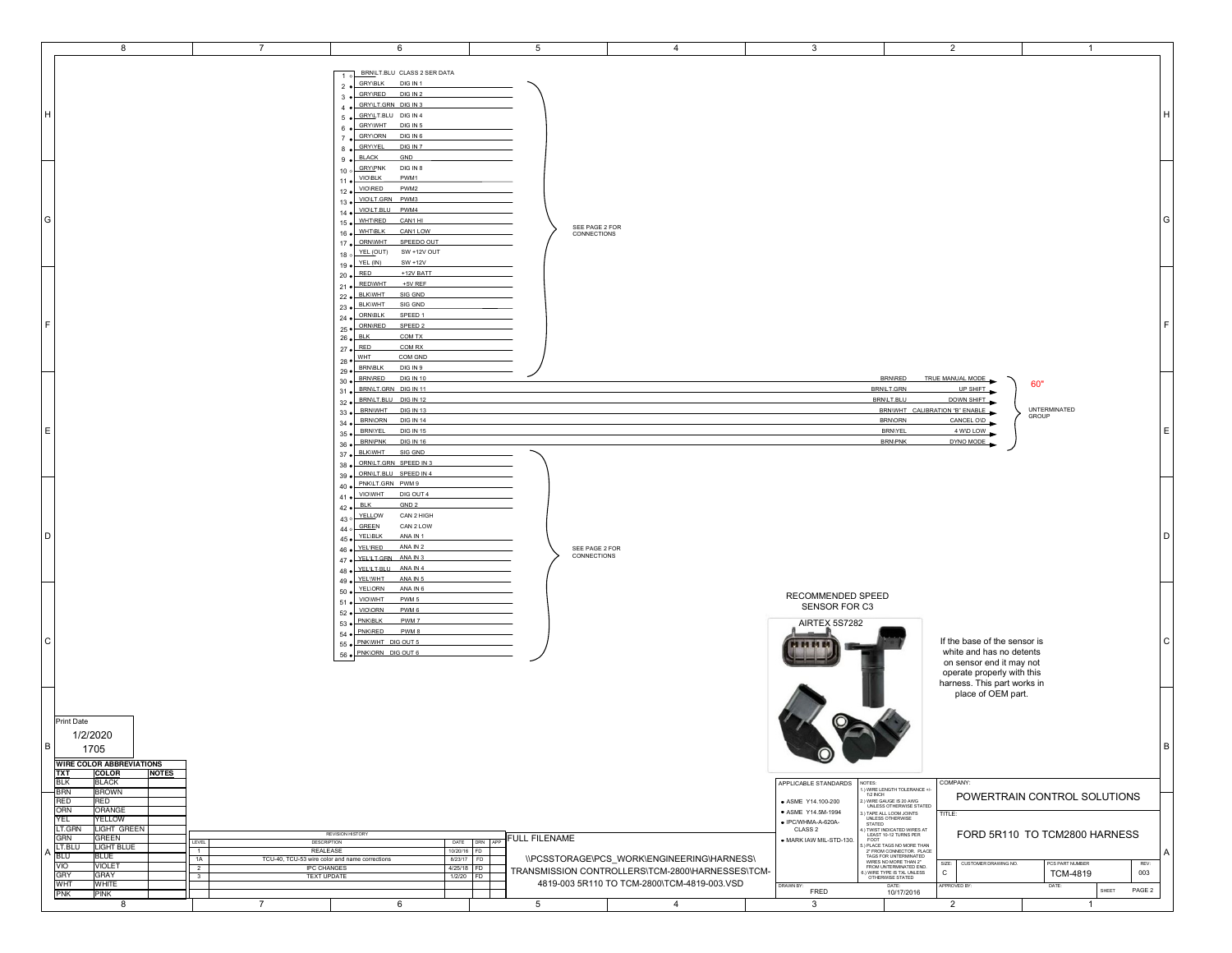| Pin | Wire Color | Function |
|---|---|---|
| 1 | BRN\LT.BLU | CLASS 2 SER DATA |
| 2 | GRY\BLK | DIG IN 1 |
| 3 | GRY\RED | DIG IN 2 |
| 4 | GRY\LT.GRN | DIG IN 3 |
| 5 | GRY\LT.BLU | DIG IN 4 |
| 6 | GRY\WHT | DIG IN 5 |
| 7 | GRY\ORN | DIG IN 6 |
| 8 | GRY\YEL | DIG IN 7 |
| 9 | BLACK | GND |
| 10 | GRY\PNK | DIG IN 8 |
| 11 | VIO\BLK | PWM1 |
| 12 | VIO\RED | PWM2 |
| 13 | VIO\LT.GRN | PWM3 |
| 14 | VIO\LT.BLU | PWM4 |
| 15 | WHT\RED | CAN1 HI |
| 16 | WHT\BLK | CAN1 LOW |
| 17 | ORN\WHT | SPEEDO OUT |
| 18 | YEL (OUT) | SW +12V OUT |
| 19 | YEL (IN) | SW +12V |
| 20 | RED | +12V BATT |
| 21 | RED\WHT | +5V REF |
| 22 | BLK\WHT | SIG GND |
| 23 | BLK\WHT | SIG GND |
| 24 | ORN\BLK | SPEED 1 |
| 25 | ORN\RED | SPEED 2 |
| 26 | BLK | COM TX |
| 27 | RED | COM RX |
| 28 | WHT | COM GND |
| 29 | BRN\BLK | DIG IN 9 |

Pins 1–29: SEE PAGE 2 FOR CONNECTIONS

| Pin | Wire Color | Function | Wire Color (End) | Function (End) |
|---|---|---|---|---|
| 30 | BRN\RED | DIG IN 10 | BRN\RED | TRUE MANUAL MODE |
| 31 | BRN\LT.GRN | DIG IN 11 | BRN\LT.GRN | UP SHIFT |
| 32 | BRN\LT.BLU | DIG IN 12 | BRN\LT.BLU | DOWN SHIFT |
| 33 | BRN\WHT | DIG IN 13 | BRN\WHT | CALIBRATION "B" ENABLE |
| 34 | BRN\ORN | DIG IN 14 | BRN\ORN | CANCEL O\D |
| 35 | BRN\YEL | DIG IN 15 | BRN\YEL | 4 W\D LOW |
| 36 | BRN\PNK | DIG IN 16 | BRN\PNK | DYNO MODE |

Pins 30–36: 60" UNTERMINATED GROUP

| Pin | Wire Color | Function |
|---|---|---|
| 37 | BLK\WHT | SIG GND |
| 38 | ORN\LT.GRN | SPEED IN 3 |
| 39 | ORN\LT.BLU | SPEED IN 4 |
| 40 | PNK\LT.GRN | PWM 9 |
| 41 | VIO\WHT | DIG OUT 4 |
| 42 | BLK | GND 2 |
| 43 | YELLOW | CAN 2 HIGH |
| 44 | GREEN | CAN 2 LOW |
| 45 | YEL\BLK | ANA IN 1 |
| 46 | YEL\RED | ANA IN 2 |
| 47 | YEL\LT.GRN | ANA IN 3 |
| 48 | YEL\LT.BLU | ANA IN 4 |
| 49 | YEL\WHT | ANA IN 5 |
| 50 | YEL\ORN | ANA IN 6 |
| 51 | VIO\WHT | PWM 5 |
| 52 | VIO\ORN | PWM 6 |
| 53 | PNK\BLK | PWM 7 |
| 54 | PNK\RED | PWM 8 |
| 55 | PNK\WHT | DIG OUT 5 |
| 56 | PNK\ORN | DIG OUT 6 |

Pins 37–56: SEE PAGE 2 FOR CONNECTIONS

RECOMMENDED SPEED SENSOR FOR C3

AIRTEX 5S7282

If the base of the sensor is white and has no detents on sensor end it may not operate properly with this harness. This part works in place of OEM part.

Print Date
1/2/2020
1705

**WIRE COLOR ABBREVIATIONS**

| TXT | COLOR | NOTES |
|---|---|---|
| BLK | BLACK | |
| BRN | BROWN | |
| RED | RED | |
| ORN | ORANGE | |
| YEL | YELLOW | |
| LT.GRN | LIGHT GREEN | |
| GRN | GREEN | |
| LT.BLU | LIGHT BLUE | |
| BLU | BLUE | |
| VIO | VIOLET | |
| GRY | GRAY | |
| WHT | WHITE | |
| PNK | PINK | |

**REVISION HISTORY**

| LEVEL | DESCRIPTION | DATE | DRN | APP |
|---|---|---|---|---|
| 1 | REALEASE | 10/20/16 | FD | |
| 1A | TCU-40, TCU-53 wire color and name corrections | 8/23/17 | FD | |
| 2 | IPC CHANGES | 4/25/18 | FD | |
| 3 | TEXT UPDATE | 1/2/20 | FD | |

FULL FILENAME
\\PCSSTORAGE\PCS_WORK\ENGINEERING\HARNESS\TRANSMISSION CONTROLLERS\TCM-2800\HARNESSES\TCM-4819-003 5R110 TO TCM-2800\TCM-4819-003.VSD

APPLICABLE STANDARDS
- ASME Y14.100-200
- ASME Y14.5M-1994
- IPC/WHMA-A-620A-CLASS 2
- MARK IAW MIL-STD-130.

NOTES:
1.) WIRE LENGTH TOLERANCE +/- 1/2 INCH
2.) WIRE GAUGE IS 20 AWG UNLESS OTHERWISE STATED
3.) TAPE ALL LOOM JOINTS UNLESS OTHERWISE STATED
4.) TWIST INDICATED WIRES AT LEAST 10-12 TURNS PER FOOT
5.) PLACE TAGS NO MORE THAN 2" FROM CONNECTOR. PLACE TAGS FOR UNTERMINATED WIRES NO MORE THAN 2" FROM UNTERMINATED END.
6.) WIRE TYPE IS TXL UNLESS OTHERWISE STATED

COMPANY: POWERTRAIN CONTROL SOLUTIONS

TITLE: FORD 5R110 TO TCM2800 HARNESS

| SIZE | CUSTOMER DRAWING NO. | PCS PART NUMBER | REV: |
|---|---|---|---|
| C | | TCM-4819 | 003 |

| DRAWN BY: | DATE: | APPROVED BY: | DATE: | SHEET |
|---|---|---|---|---|
| FRED | 10/17/2016 | | | PAGE 2 |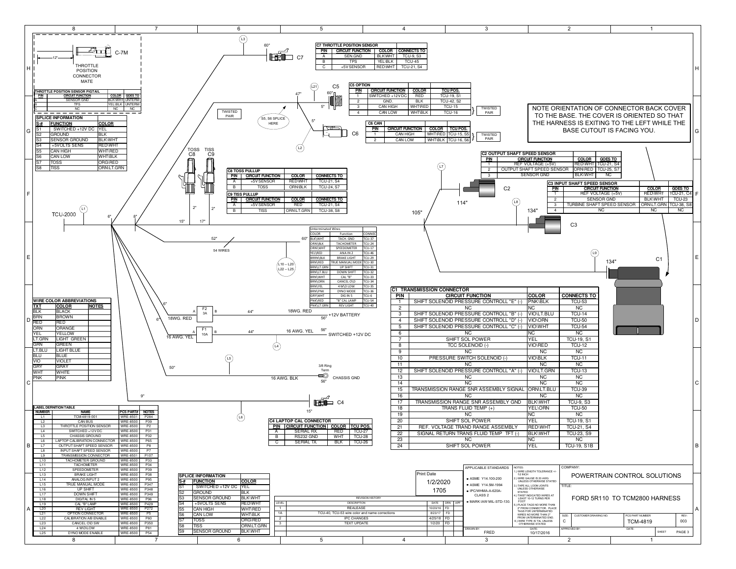## THROTTLE POSITION CONNECTOR MATE

C-7M

12"

### THROTTLE POSITION SENSOR PIGTAIL

| PIN | CIRCUIT FUNCTION | COLOR | GOES TO |
|---|---|---|---|
| A | SENSOR GND | BLK\WHT | UNTERM |
| B | TPS | YEL\BLK | UNTERM |
| C | NC | NC | NC |

### SPLICE INFORMATION

| S-# | FUNCTION | COLOR |
|---|---|---|
| S1 | SWITCHED +12V DC | YEL |
| S2 | GROUND | BLK |
| S3 | SENSOR GROUND | BLK\WHT |
| S4 | +5VOLTS SENS | RED\WHT |
| S5 | CAN HIGH | WHT\RED |
| S6 | CAN LOW | WHT\BLK |
| S7 | TOSS | ORG\RED |
| S8 | TISS | ORN\LT.GRN |

### C7 THROTTLE POSITION SENSOR

| PIN | CIRCUIT FUNCTION | COLOR | CONNECTS TO |
|---|---|---|---|
| A | SEN.GND | BLK\WHT | TCU-9, S3 |
| B | TPS | YEL\BLK | TCU-45 |
| C | +5V SENSOR | RED\WHT | TCU-21, S4 |

### C5 OPTION

| PIN | CIRCUIT FUNCTION | COLOR | TCU POS. |
|---|---|---|---|
| 1 | SWITCHED +12V DC | RED | TCU-19, S1 |
| 2 | GND. | BLK | TCU-42, S2 |
| 3 | CAN HIGH | WHT\RED | TCU-15 |
| 4 | CAN LOW | WHT\BLK | TCU-16 |

TWISTED PAIR

### C6 CAN

| PIN | CIRCUIT FUNCTION | COLOR | TCU POS. |
|---|---|---|---|
| 1 | CAN HIGH | WHT\RED | TCU-15, S5 |
| 2 | CAN LOW | WHT\BLK | TCU-16, S6 |

TWISTED PAIR

NOTE ORIENTATION OF CONNECTOR BACK COVER TO THE BASE. THE COVER IS ORIENTED SO THAT THE HARNESS IS EXITING TO THE LEFT WHILE THE BASE CUTOUT IS FACING YOU.

### C2 OUTPUT SHAFT SPEED SENSOR

| PIN | CIRCUIT FUNCTION | COLOR | GOES TO |
|---|---|---|---|
| 1 | REF VOLTAGE (+5V) | RED\WHT | TCU-21, S4 |
| 2 | OUTPUT SHAFT SPEED SENSOR | ORN\RED | TCU-25, S7 |
| 3 | SENSOR GND | BLK\WHT | NC |

### C3 INPUT SHAFT SPEED SENSOR

| PIN | CIRCUIT FUNCTION | COLOR | GOES TO |
|---|---|---|---|
| 1 | REF VOLTAGE (+5V) | RED\WHT | TCU-21, C4 |
| 2 | SENSOR GND | BLK\WHT | TCU-23 |
| 3 | TURBINE SHAFT SPEED SENSOR | ORN\LT.GRN | TCU-38, S8 |
| 4 | NC | NC | NC |

### C8 TOSS PULLUP

| PIN | CIRCUIT FUNCTION | COLOR | CONNECTS TO |
|---|---|---|---|
| A | +5V SENSOR | RED\WHT | TCU-21, S4 |
| B | TOSS | ORN\BLK | TCU-24, S7 |

### C9 TISS PULLUP

| PIN | CIRCUIT FUNCTION | COLOR | CONNECTS TO |
|---|---|---|---|
| A | +5V SENSOR | RED | TCU-21, S4 |
| B | TISS | ORN\LT.GRN | TCU-38, S8 |

TCU-2000

L1 L2 L3 L4 L5 L6 L7 L8 L9 L21 L10 – L20 L22 – L25

S5, S6 SPLICE HERE

TOSS C8 TISS C9

C2 C3 C1 C4 C5 C6 C7

60" 47" 60" 5" 5" 6" 8" 15" 17" 2" 2" 105" 114" 134" 134" 52" 60" 6" 6" 44" 56" 44" 56" 50" 56" 9" 15"

54 WIRES

### Unterminated Wires

| COLOR | Function | CONNEC |
|---|---|---|
| BLK\WHT | TACH. GND | TCU-37 |
| ORN\BLK | TACHOMETER | TCU-24 |
| ORN\WHT | SPEEDOMETER | TCU-17 |
| YEL\RED | ANA IN 2 | TCU-46 |
| BRRN\BLK | BRAKE LIGHT | TCU-29 |
| BRN\RED | TRUE MANUAL MODE | TCU-30 |
| BRN\LT.GRN | UP SHIFT | TCU-31 |
| BRN\LT.BLU | DOWN SHIFT | TCU-32 |
| BRN\WHT | CAL "B" | TCU-33 |
| BRN\ORN | CANCEL O\D | TCU-34 |
| BRN\YEL | 4 W\D LOW | TCU-35 |
| BRN\PNK | DYNO MODE | TCU-36 |
| GRY\WHT | DIG IN 5 | TCU-6 |
| PNK\RED | "B" CAL LAMP | TCU-54 |
| PNK\LT.GRN | REV LIGHT | TCU-40 |

18WG. RED — F2 3A — 18WG. RED — +12V BATTERY

16 AWG. YEL — F1 10A — 16 AWG. YEL — SWITCHED +12V DC

16 AWG. BLK — 3/8 Ring Term — CHASSIS GND

### WIRE COLOR ABBREVIATIONS

| TXT | COLOR | NOTES |
|---|---|---|
| BLK | BLACK | |
| BRN | BROWN | |
| RED | RED | |
| ORN | ORANGE | |
| YEL | YELLOW | |
| LT.GRN | LIGHT GREEN | |
| GRN | GREEN | |
| LT.BLU | LIGHT BLUE | |
| BLU | BLUE | |
| VIO | VIOLET | |
| GRY | GRAY | |
| WHT | WHITE | |
| PNK | PINK | |

### C1 TRANSMISSION CONNECTOR

| PIN | CIRCUIT FUNCTION | COLOR | CONNECTS TO |
|---|---|---|---|
| 1 | SHIFT SOLENOID PRESSURE CONTROLL "E" (-) | PNK\BLK | TCU-53 |
| 2 | NC | NC | NC |
| 3 | SHIFT SOLENOID PRESSURE CONTROLL "B" (-) | VIO\LT.BLU | TCU-14 |
| 4 | SHIFT SOLENOID PRESSURE CONTROLL "D" (-) | VIO\ORN | TCU-50 |
| 5 | SHIFT SOLENOID PRESSURE CONTROLL "C" (-) | VIO\WHT | TCU-54 |
| 6 | NC | NC | NC |
| 7 | SHIFT SOL POWER | YEL | TCU-19, S1 |
| 8 | TCC SOLENOID (-) | VIO\RED | TCU-12 |
| 9 | NC | NC | NC |
| 10 | PRESSURE SWITCH SOLENOID (-) | VIO\BLK | TCU-11 |
| 11 | NC | NC | NC |
| 12 | SHIFT SOLENOID PRESSURE CONTROLL "A" (-) | VIO\LT.GRN | TCU-13 |
| 13 | NC | NC | NC |
| 14 | NC | NC | NC |
| 15 | TRANSMISSION RANGE SNR ASSEMBLY SIGNAL | ORN\LT.BLU | TCU-39 |
| 16 | NC | NC | NC |
| 17 | TRANSMISSION RANGE SNR ASSEMBLY GND | BLK\WHT | TCU-9, S3 |
| 18 | TRANS FLUID TEMP (+) | YEL\ORN | TCU-50 |
| 19 | NC | NC | NC |
| 20 | SHIFT SOL POWER | YEL | TCU-19, S1 |
| 21 | REF. VOLTAGE TRAND RANGE ASSEMBLY | RED\WHT | TCU-21, S4 |
| 22 | SIGNAL RETURN TRANS FLUID TEMP TFT (-) | BLK\WHT | TCU-23, S9 |
| 23 | NC | NC | NC |
| 24 | SHIFT SOL POWER | YEL | TCU-19, S1B |

### C4 LAPTOP CAL CONNECTOR

| PIN | CIRCUIT FUNCTION | COLOR | TCU POS. |
|---|---|---|---|
| A | SERIAL RX | RED | TCU-27 |
| B | RS232 GND | WHT | TCU-28 |
| C | SERIAL TX | BLK | TCU-26 |

### LABEL DEFINITION TABLE

| NUMBER | NAME | PCS PART# | NOTES |
|---|---|---|---|
| L1 | TCM-4819-001 | WRE-8501 | P284 |
| L2 | CAN BUS | WRE-8500 | P39 |
| L3 | THROTTLE POSITION SENSOR | WRE-8500 | P2 |
| L4 | SWITCHED +12V DC | WRE-8500 | P31 |
| L5 | CHASSIS GROUND | WRE-8500 | P32 |
| L6 | LAPTOP CALIBRATION CONNECTOR | WRE-8500 | P65 |
| L7 | OUTPUT SHAFT SPEED SENSOR | WRE-8500 | P8 |
| L8 | INPUT SHAFT SPEED SENSOR | WRE-8500 | P7 |
| L9 | TRANSMISSION CONNECTOR | WRE-8501 | P107 |
| L10 | TACHOMETER GROUND | WRE-8500 | P33 |
| L11 | TACHOMETER | WRE-8500 | P34 |
| L12 | SPEEDOMETER | WRE-8500 | P39 |
| L13 | BRAKE LIGHT | WRE-8500 | P38 |
| L14 | ANALOG INPUT 2 | WRE-8500 | P95 |
| L15 | TRUE MANUAL MODE | WRE-8500 | P347 |
| L16 | UP SHIFT | WRE-8500 | P348 |
| L17 | DOWN SHIFT | WRE-8500 | P349 |
| L18 | DIGITAL IN 5 | WRE-8500 | P96 |
| L19 | CAL "B" LAMP | WRE-8500 | P429 |
| L20 | REV LIGHT | WRE-8500 | P272 |
| L21 | OPTION CONNECTOR | WRE-8500 | P5 |
| L22 | CALIBRATION A/B ENABLE | WRE-8500 | P80 |
| L23 | CANCEL O/D SW | WRE-8500 | P350 |
| L24 | 4 WD/LOW | WRE-8500 | P81 |
| L25 | DYNO MODE ENABLE | WRE-8500 | P54 |

### SPLICE INFORMATION

| S-# | FUNCTION | COLOR |
|---|---|---|
| S1 | SWITCHED +12V DC | YEL |
| S2 | GROUND | BLK |
| S3 | SENSOR GROUND | BLK\WHT |
| S4 | +5VOLTS SENS | RED\WHT |
| S5 | CAN HIGH | WHT\RED |
| S6 | CAN LOW | WHT\BLK |
| S7 | TOSS | ORG\RED |
| S8 | TISS | ORN\LT.GRN |
| S9 | SENSOR GROUND | BLK\WHT |

### REVISION HISTORY

| LEVEL | DESCRIPTION | DATE | DRN | APP |
|---|---|---|---|---|
| 1 | REALEASE | 10/20/16 | FD | |
| 1A | TCU-40, TCU-53 wire color and name corrections | 8/23/17 | FD | |
| 2 | IPC CHANGES | 4/25/18 | FD | |
| 3 | TEXT UPDATE | 1/2/20 | FD | |

Print Date: 1/2/2020 1705

APPLICABLE STANDARDS
- ASME Y14.100-200
- ASME Y14.5M-1994
- IPC/WHMA-A-620A-CLASS 2
- MARK IAW MIL-STD-130.

NOTES:
1.) WIRE LENGTH TOLERANCE +- 1/2 INCH
2.) WIRE GAUGE IS 20 AWG UNLESS OTHERWISE STATED
3.) TAPE ALL LOOM JOINTS UNLESS OTHERWISE STATED
4.) TWIST INDICATED WIRES AT LEAST 10-12 TURNS PER FOOT
5.) PLACE TAGS NO MORE THAN 2" FROM CONNECTOR. PLACE TAGS FOR UNTERMINATED WIRES NO MORE THAN 2" FROM UNTERMINATED END.
6.) WIRE TYPE IS TXL UNLESS OTHERWISE STATED

COMPANY: POWERTRAIN CONTROL SOLUTIONS

TITLE: FORD 5R110 TO TCM2800 HARNESS

SIZE: C | CUSTOMER DRAWING NO. | PCS PART NUMBER: TCM-4819 | REV: 003

DRAWN BY: FRED | DATE: 10/17/2016 | APPROVED BY: | DATE: | SHEET: PAGE 3